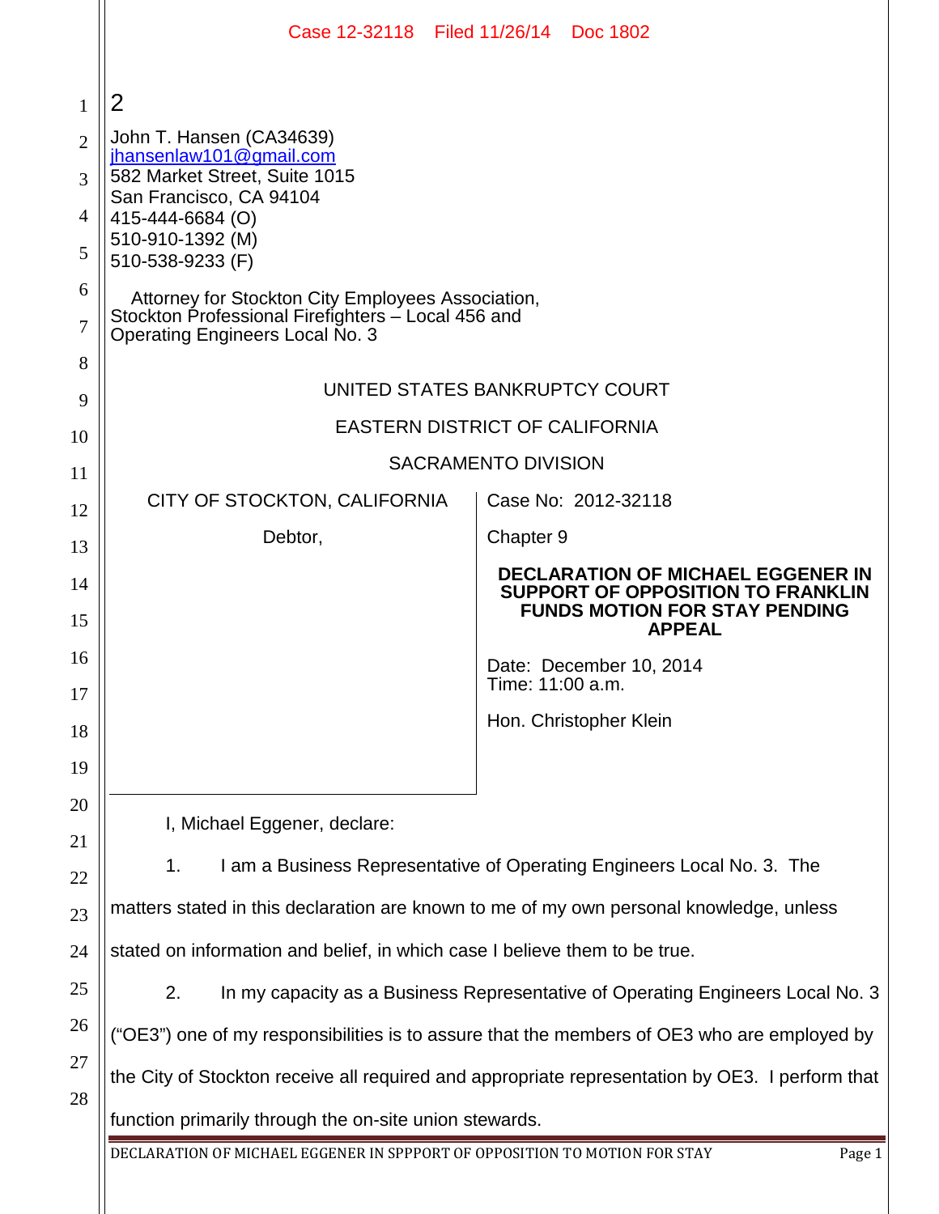2

John T. Hansen (CA34639)
jhansenlaw101@gmail.com
582 Market Street, Suite 1015
San Francisco, CA 94104
415-444-6684 (O)
510-910-1392 (M)
510-538-9233 (F)

Attorney for Stockton City Employees Association, Stockton Professional Firefighters – Local 456 and Operating Engineers Local No. 3

UNITED STATES BANKRUPTCY COURT

EASTERN DISTRICT OF CALIFORNIA

SACRAMENTO DIVISION

| | |
|---|---|
| CITY OF STOCKTON, CALIFORNIA<br><br>Debtor, | Case No: 2012-32118<br><br>Chapter 9<br><br>**DECLARATION OF MICHAEL EGGENER IN SUPPORT OF OPPOSITION TO FRANKLIN FUNDS MOTION FOR STAY PENDING APPEAL**<br><br>Date: December 10, 2014<br>Time: 11:00 a.m.<br><br>Hon. Christopher Klein |

I, Michael Eggener, declare:

1. I am a Business Representative of Operating Engineers Local No. 3. The matters stated in this declaration are known to me of my own personal knowledge, unless stated on information and belief, in which case I believe them to be true.

2. In my capacity as a Business Representative of Operating Engineers Local No. 3 ("OE3") one of my responsibilities is to assure that the members of OE3 who are employed by the City of Stockton receive all required and appropriate representation by OE3. I perform that function primarily through the on-site union stewards.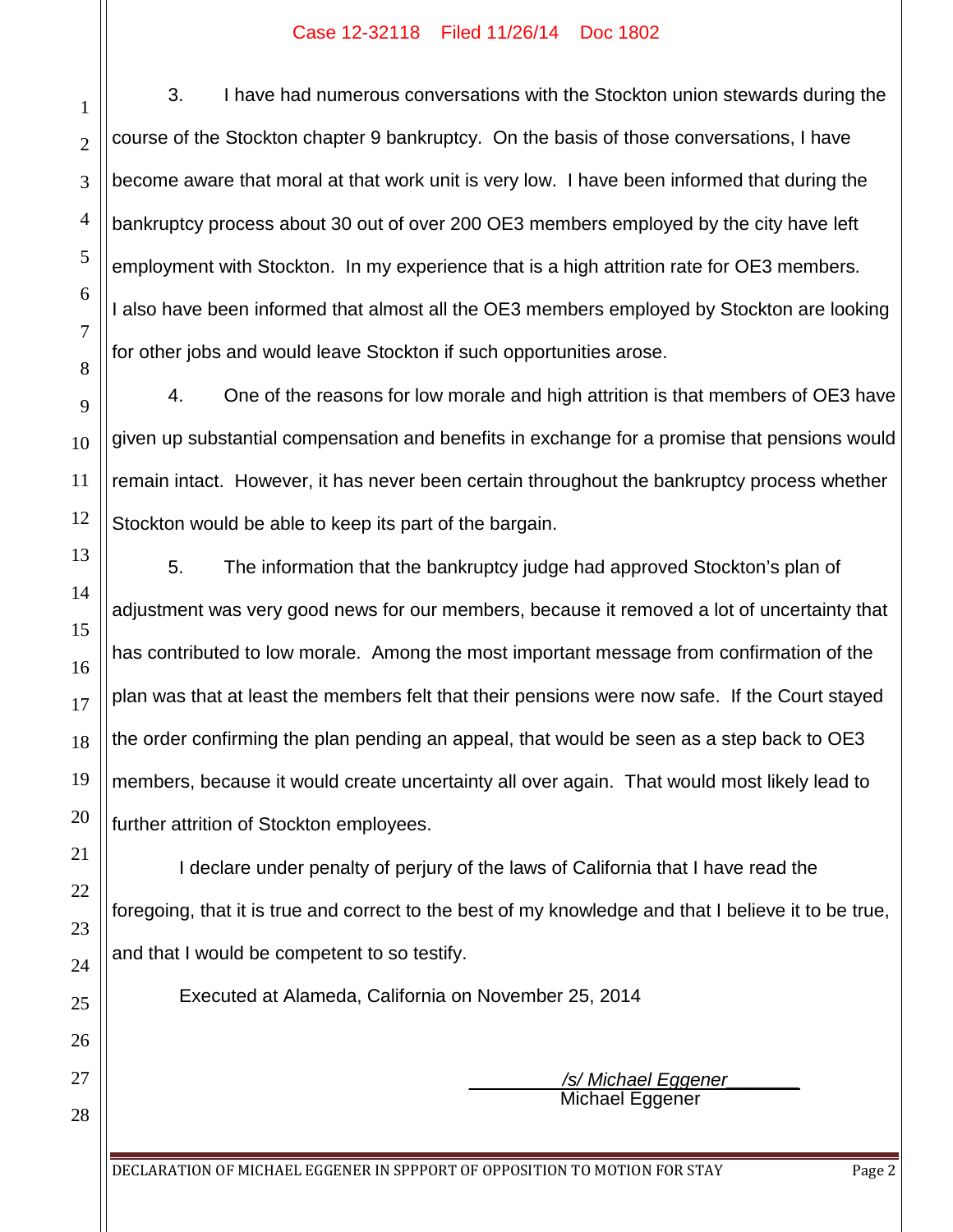3. I have had numerous conversations with the Stockton union stewards during the course of the Stockton chapter 9 bankruptcy. On the basis of those conversations, I have become aware that moral at that work unit is very low. I have been informed that during the bankruptcy process about 30 out of over 200 OE3 members employed by the city have left employment with Stockton. In my experience that is a high attrition rate for OE3 members. I also have been informed that almost all the OE3 members employed by Stockton are looking for other jobs and would leave Stockton if such opportunities arose.

4. One of the reasons for low morale and high attrition is that members of OE3 have given up substantial compensation and benefits in exchange for a promise that pensions would remain intact. However, it has never been certain throughout the bankruptcy process whether Stockton would be able to keep its part of the bargain.

5. The information that the bankruptcy judge had approved Stockton's plan of adjustment was very good news for our members, because it removed a lot of uncertainty that has contributed to low morale. Among the most important message from confirmation of the plan was that at least the members felt that their pensions were now safe. If the Court stayed the order confirming the plan pending an appeal, that would be seen as a step back to OE3 members, because it would create uncertainty all over again. That would most likely lead to further attrition of Stockton employees.

I declare under penalty of perjury of the laws of California that I have read the foregoing, that it is true and correct to the best of my knowledge and that I believe it to be true, and that I would be competent to so testify.

Executed at Alameda, California on November 25, 2014

*/s/ Michael Eggener*

Michael Eggener